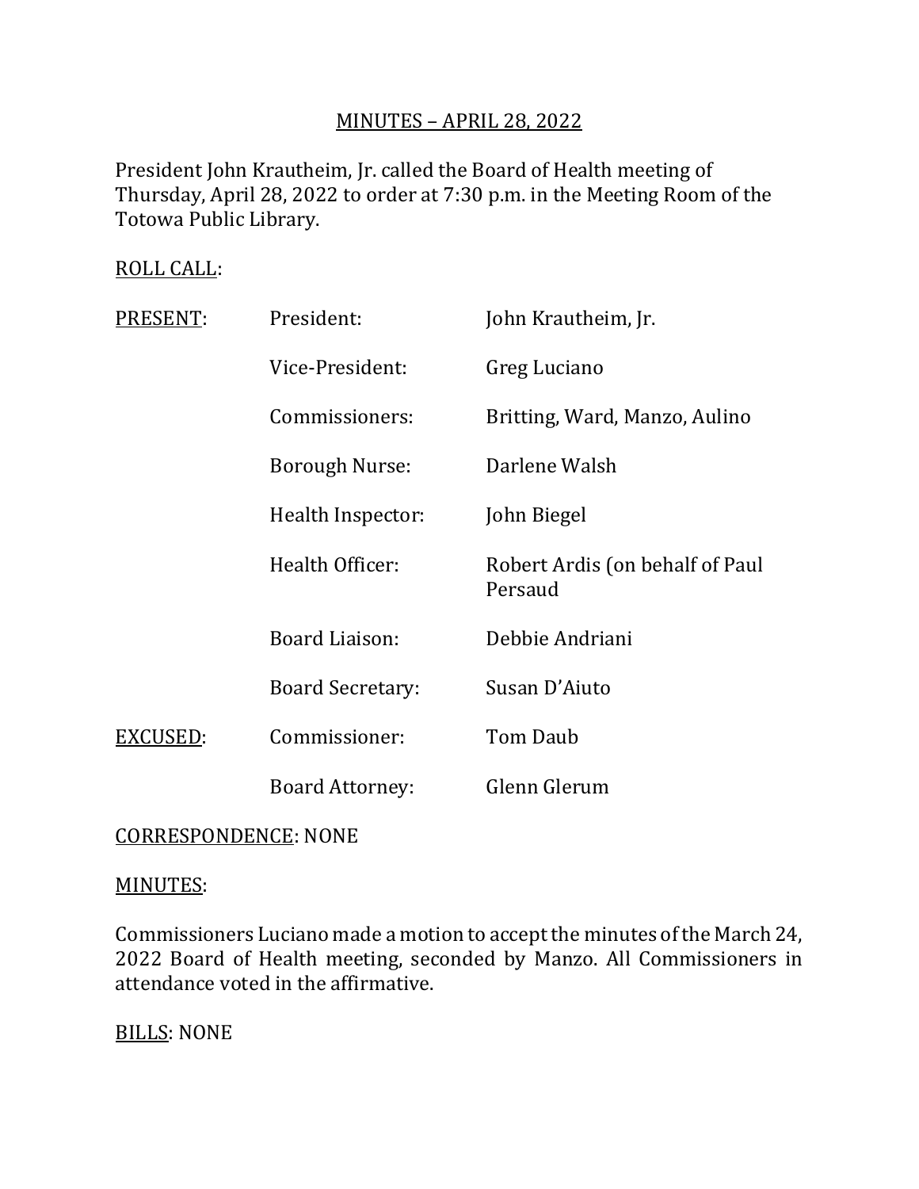# MINUTES – APRIL 28, 2022

President John Krautheim, Jr. called the Board of Health meeting of Thursday, April 28, 2022 to order at 7:30 p.m. in the Meeting Room of the Totowa Public Library.

ROLL CALL:

| | | |
|---|---|---|
| PRESENT: | President: | John Krautheim, Jr. |
| | Vice-President: | Greg Luciano |
| | Commissioners: | Britting, Ward, Manzo, Aulino |
| | Borough Nurse: | Darlene Walsh |
| | Health Inspector: | John Biegel |
| | Health Officer: | Robert Ardis (on behalf of Paul Persaud |
| | Board Liaison: | Debbie Andriani |
| | Board Secretary: | Susan D'Aiuto |
| EXCUSED: | Commissioner: | Tom Daub |
| | Board Attorney: | Glenn Glerum |

CORRESPONDENCE: NONE

MINUTES:

Commissioners Luciano made a motion to accept the minutes of the March 24, 2022 Board of Health meeting, seconded by Manzo. All Commissioners in attendance voted in the affirmative.

BILLS: NONE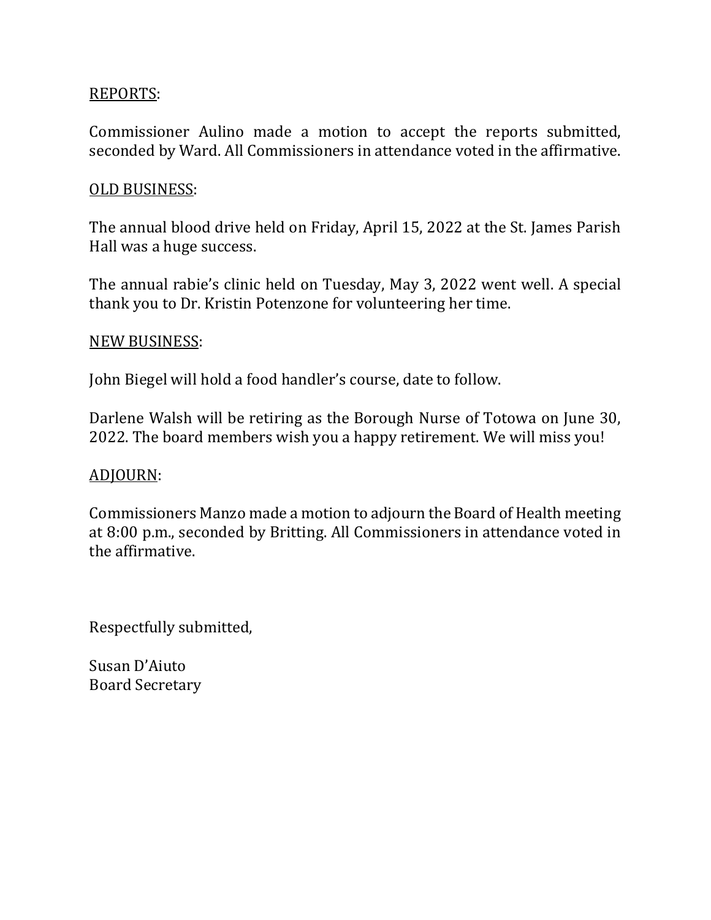REPORTS:

Commissioner Aulino made a motion to accept the reports submitted, seconded by Ward. All Commissioners in attendance voted in the affirmative.

OLD BUSINESS:

The annual blood drive held on Friday, April 15, 2022 at the St. James Parish Hall was a huge success.

The annual rabie's clinic held on Tuesday, May 3, 2022 went well. A special thank you to Dr. Kristin Potenzone for volunteering her time.

NEW BUSINESS:

John Biegel will hold a food handler's course, date to follow.

Darlene Walsh will be retiring as the Borough Nurse of Totowa on June 30, 2022. The board members wish you a happy retirement. We will miss you!

ADJOURN:

Commissioners Manzo made a motion to adjourn the Board of Health meeting at 8:00 p.m., seconded by Britting. All Commissioners in attendance voted in the affirmative.

Respectfully submitted,

Susan D'Aiuto
Board Secretary